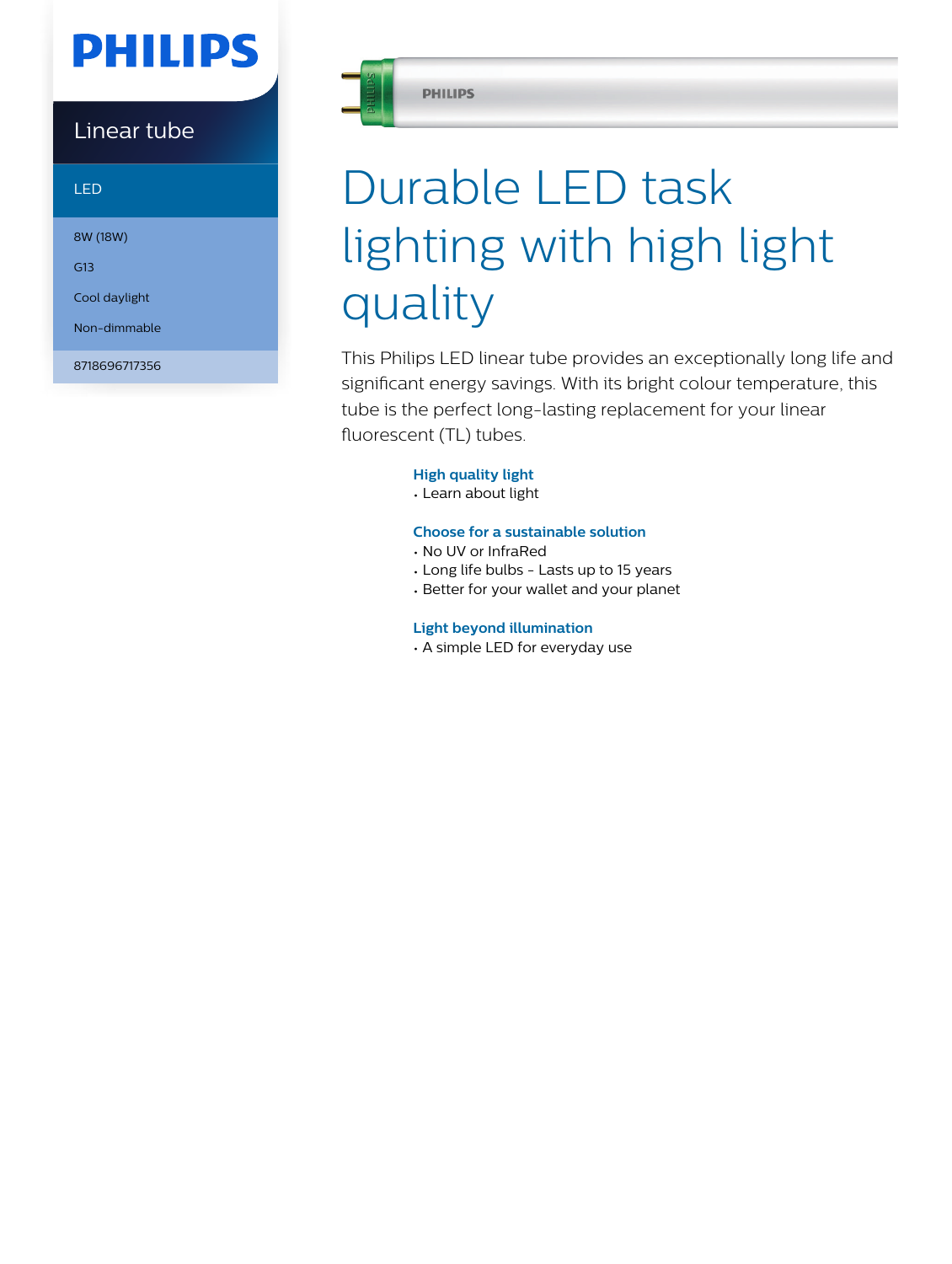PHILIPS

Linear tube

LED

8W (18W)

G13

Cool daylight

Non-dimmable

8718696717356

# Durable LED task lighting with high light quality

This Philips LED linear tube provides an exceptionally long life and significant energy savings. With its bright colour temperature, this tube is the perfect long-lasting replacement for your linear fluorescent (TL) tubes.

### High quality light

- Learn about light

### Choose for a sustainable solution

- No UV or InfraRed
- Long life bulbs - Lasts up to 15 years
- Better for your wallet and your planet

### Light beyond illumination

- A simple LED for everyday use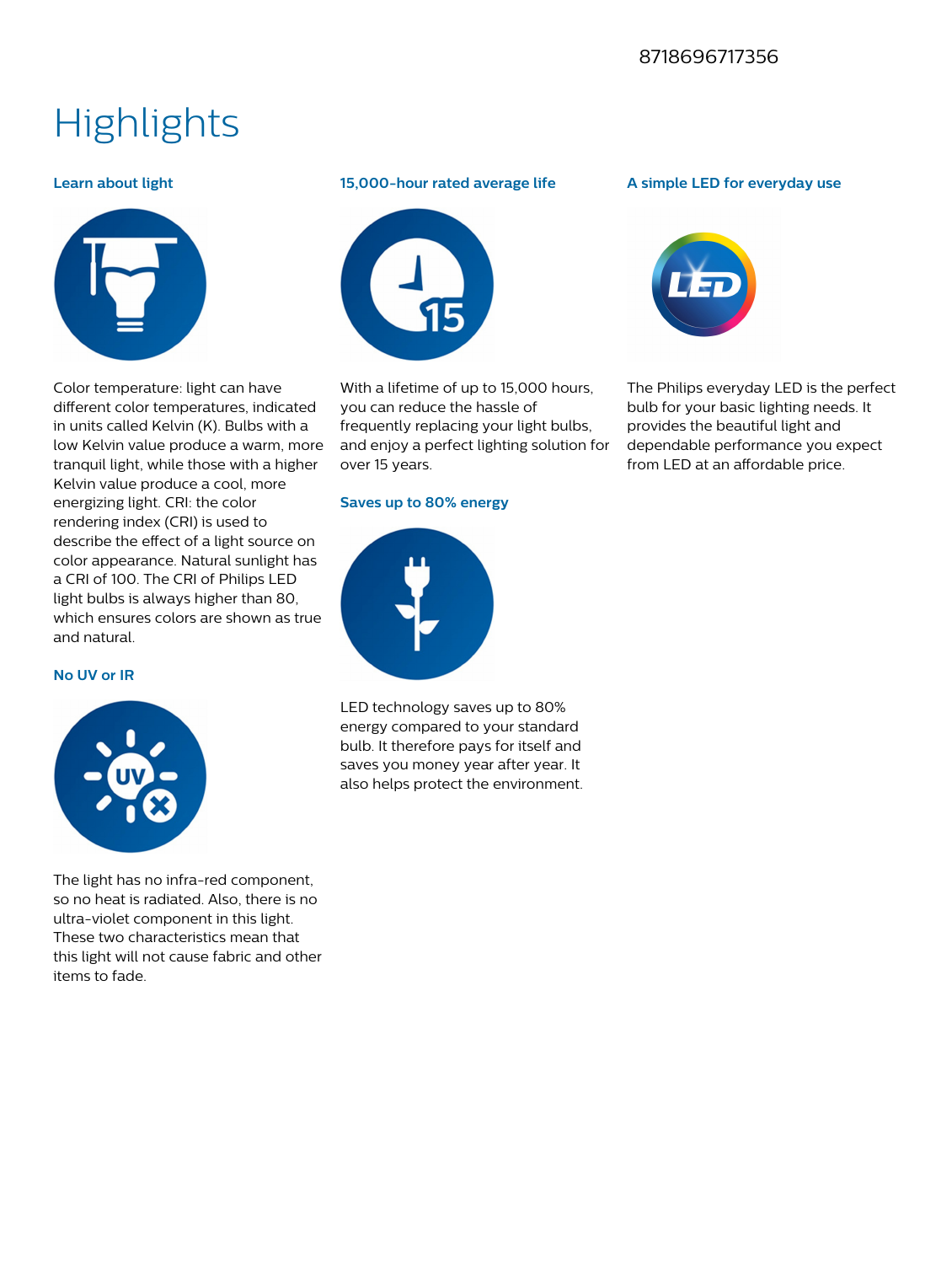8718696717356

# Highlights

### Learn about light

Color temperature: light can have different color temperatures, indicated in units called Kelvin (K). Bulbs with a low Kelvin value produce a warm, more tranquil light, while those with a higher Kelvin value produce a cool, more energizing light. CRI: the color rendering index (CRI) is used to describe the effect of a light source on color appearance. Natural sunlight has a CRI of 100. The CRI of Philips LED light bulbs is always higher than 80, which ensures colors are shown as true and natural.

### No UV or IR

The light has no infra-red component, so no heat is radiated. Also, there is no ultra-violet component in this light. These two characteristics mean that this light will not cause fabric and other items to fade.

### 15,000-hour rated average life

With a lifetime of up to 15,000 hours, you can reduce the hassle of frequently replacing your light bulbs, and enjoy a perfect lighting solution for over 15 years.

### Saves up to 80% energy

LED technology saves up to 80% energy compared to your standard bulb. It therefore pays for itself and saves you money year after year. It also helps protect the environment.

### A simple LED for everyday use

The Philips everyday LED is the perfect bulb for your basic lighting needs. It provides the beautiful light and dependable performance you expect from LED at an affordable price.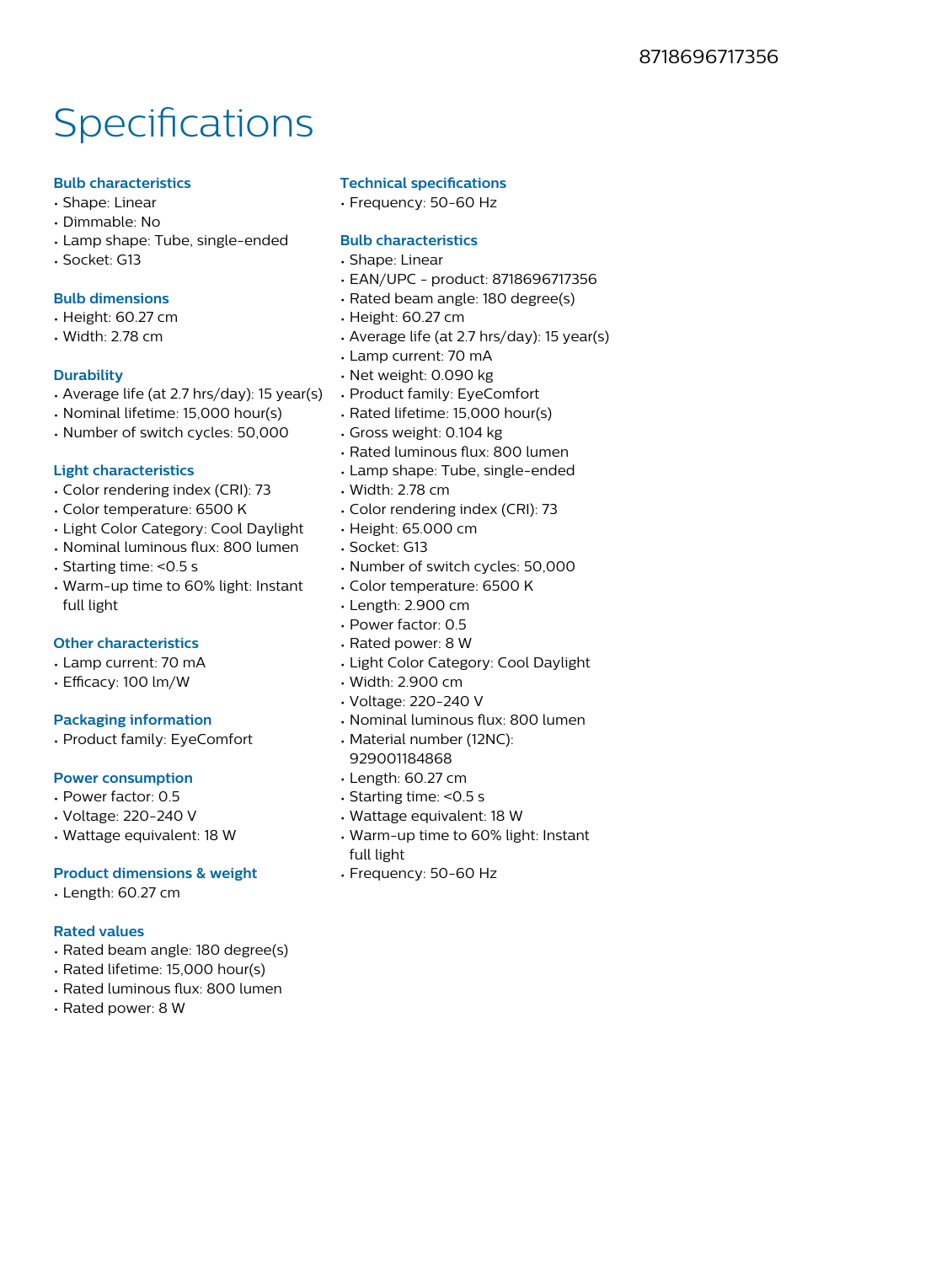8718696717356

# Specifications

### Bulb characteristics

- Shape: Linear
- Dimmable: No
- Lamp shape: Tube, single-ended
- Socket: G13

### Bulb dimensions

- Height: 60.27 cm
- Width: 2.78 cm

### Durability

- Average life (at 2.7 hrs/day): 15 year(s)
- Nominal lifetime: 15,000 hour(s)
- Number of switch cycles: 50,000

### Light characteristics

- Color rendering index (CRI): 73
- Color temperature: 6500 K
- Light Color Category: Cool Daylight
- Nominal luminous flux: 800 lumen
- Starting time: <0.5 s
- Warm-up time to 60% light: Instant full light

### Other characteristics

- Lamp current: 70 mA
- Efficacy: 100 lm/W

### Packaging information

- Product family: EyeComfort

### Power consumption

- Power factor: 0.5
- Voltage: 220-240 V
- Wattage equivalent: 18 W

### Product dimensions & weight

- Length: 60.27 cm

### Rated values

- Rated beam angle: 180 degree(s)
- Rated lifetime: 15,000 hour(s)
- Rated luminous flux: 800 lumen
- Rated power: 8 W

### Technical specifications

- Frequency: 50-60 Hz

### Bulb characteristics

- Shape: Linear
- EAN/UPC - product: 8718696717356
- Rated beam angle: 180 degree(s)
- Height: 60.27 cm
- Average life (at 2.7 hrs/day): 15 year(s)
- Lamp current: 70 mA
- Net weight: 0.090 kg
- Product family: EyeComfort
- Rated lifetime: 15,000 hour(s)
- Gross weight: 0.104 kg
- Rated luminous flux: 800 lumen
- Lamp shape: Tube, single-ended
- Width: 2.78 cm
- Color rendering index (CRI): 73
- Height: 65.000 cm
- Socket: G13
- Number of switch cycles: 50,000
- Color temperature: 6500 K
- Length: 2.900 cm
- Power factor: 0.5
- Rated power: 8 W
- Light Color Category: Cool Daylight
- Width: 2.900 cm
- Voltage: 220-240 V
- Nominal luminous flux: 800 lumen
- Material number (12NC): 929001184868
- Length: 60.27 cm
- Starting time: <0.5 s
- Wattage equivalent: 18 W
- Warm-up time to 60% light: Instant full light
- Frequency: 50-60 Hz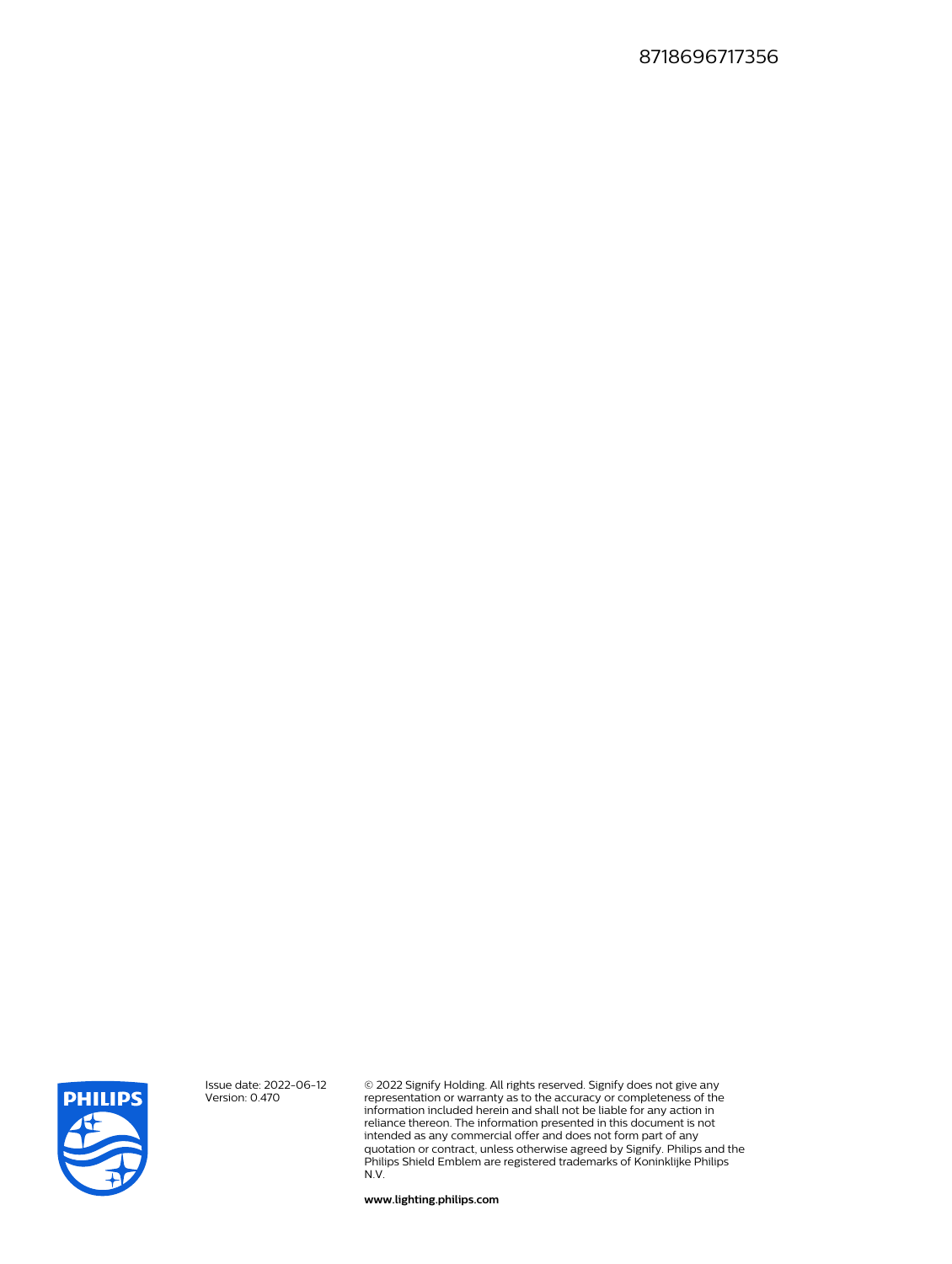8718696717356

Issue date: 2022-06-12
Version: 0.470

© 2022 Signify Holding. All rights reserved. Signify does not give any representation or warranty as to the accuracy or completeness of the information included herein and shall not be liable for any action in reliance thereon. The information presented in this document is not intended as any commercial offer and does not form part of any quotation or contract, unless otherwise agreed by Signify. Philips and the Philips Shield Emblem are registered trademarks of Koninklijke Philips N.V.

**www.lighting.philips.com**